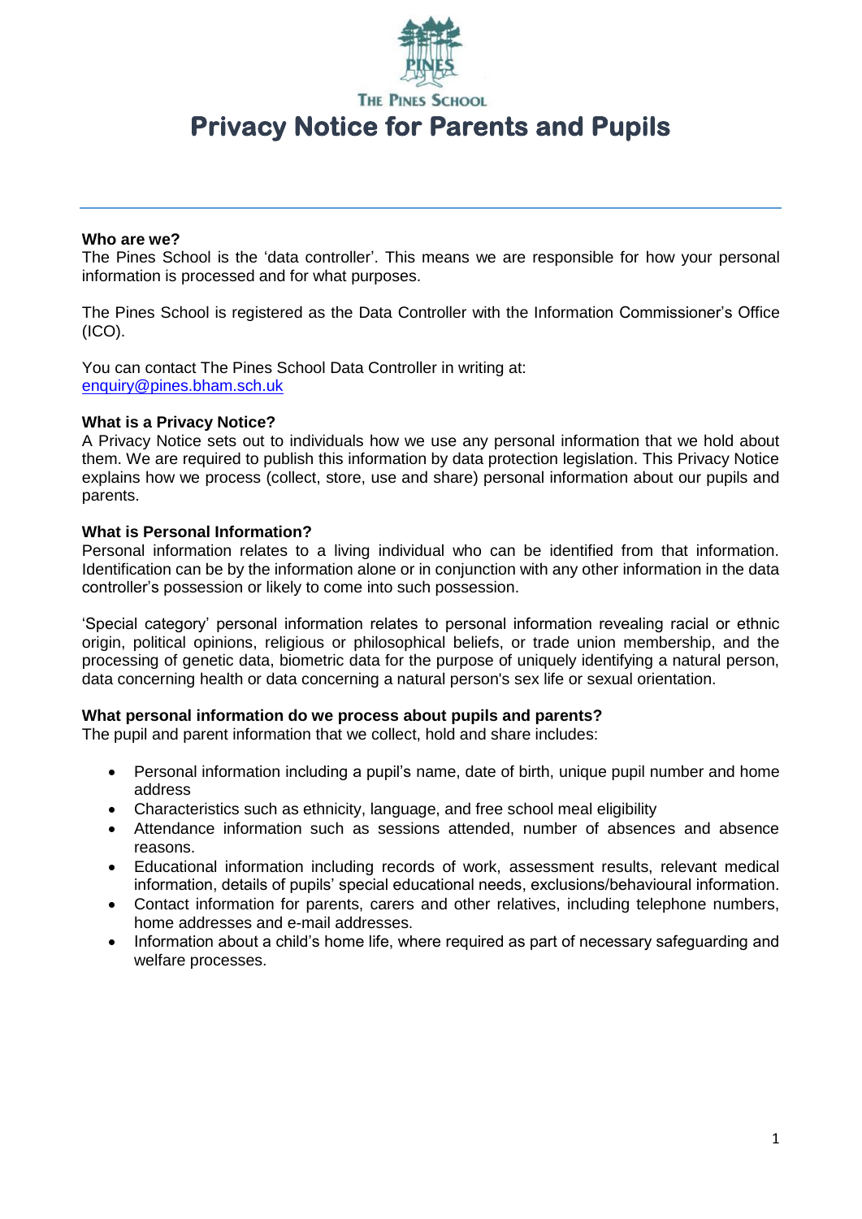THE PINES SCHOOL

# Privacy Notice for Parents and Pupils

---

**Who are we?**

The Pines School is the 'data controller'. This means we are responsible for how your personal information is processed and for what purposes.

The Pines School is registered as the Data Controller with the Information Commissioner's Office (ICO).

You can contact The Pines School Data Controller in writing at:
enquiry@pines.bham.sch.uk

**What is a Privacy Notice?**

A Privacy Notice sets out to individuals how we use any personal information that we hold about them. We are required to publish this information by data protection legislation. This Privacy Notice explains how we process (collect, store, use and share) personal information about our pupils and parents.

**What is Personal Information?**

Personal information relates to a living individual who can be identified from that information. Identification can be by the information alone or in conjunction with any other information in the data controller's possession or likely to come into such possession.

'Special category' personal information relates to personal information revealing racial or ethnic origin, political opinions, religious or philosophical beliefs, or trade union membership, and the processing of genetic data, biometric data for the purpose of uniquely identifying a natural person, data concerning health or data concerning a natural person's sex life or sexual orientation.

**What personal information do we process about pupils and parents?**

The pupil and parent information that we collect, hold and share includes:

- Personal information including a pupil's name, date of birth, unique pupil number and home address
- Characteristics such as ethnicity, language, and free school meal eligibility
- Attendance information such as sessions attended, number of absences and absence reasons.
- Educational information including records of work, assessment results, relevant medical information, details of pupils' special educational needs, exclusions/behavioural information.
- Contact information for parents, carers and other relatives, including telephone numbers, home addresses and e-mail addresses.
- Information about a child's home life, where required as part of necessary safeguarding and welfare processes.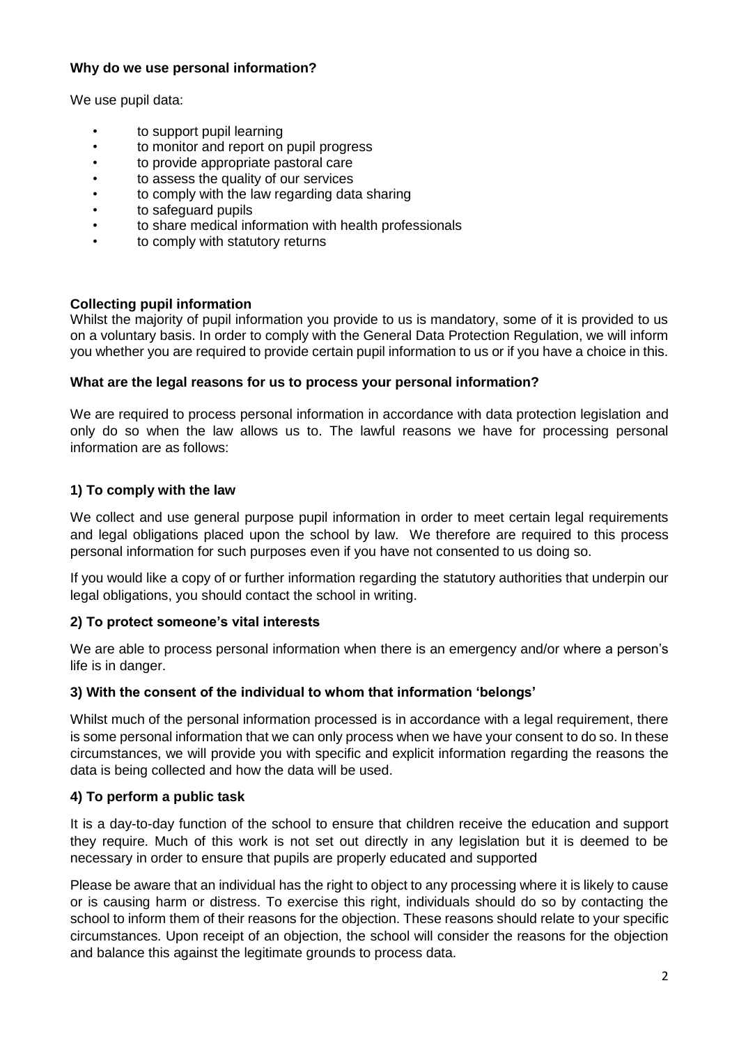**Why do we use personal information?**

We use pupil data:

- to support pupil learning
- to monitor and report on pupil progress
- to provide appropriate pastoral care
- to assess the quality of our services
- to comply with the law regarding data sharing
- to safeguard pupils
- to share medical information with health professionals
- to comply with statutory returns

**Collecting pupil information**

Whilst the majority of pupil information you provide to us is mandatory, some of it is provided to us on a voluntary basis. In order to comply with the General Data Protection Regulation, we will inform you whether you are required to provide certain pupil information to us or if you have a choice in this.

**What are the legal reasons for us to process your personal information?**

We are required to process personal information in accordance with data protection legislation and only do so when the law allows us to. The lawful reasons we have for processing personal information are as follows:

**1) To comply with the law**

We collect and use general purpose pupil information in order to meet certain legal requirements and legal obligations placed upon the school by law. We therefore are required to this process personal information for such purposes even if you have not consented to us doing so.

If you would like a copy of or further information regarding the statutory authorities that underpin our legal obligations, you should contact the school in writing.

**2) To protect someone's vital interests**

We are able to process personal information when there is an emergency and/or where a person's life is in danger.

**3) With the consent of the individual to whom that information 'belongs'**

Whilst much of the personal information processed is in accordance with a legal requirement, there is some personal information that we can only process when we have your consent to do so. In these circumstances, we will provide you with specific and explicit information regarding the reasons the data is being collected and how the data will be used.

**4) To perform a public task**

It is a day-to-day function of the school to ensure that children receive the education and support they require. Much of this work is not set out directly in any legislation but it is deemed to be necessary in order to ensure that pupils are properly educated and supported

Please be aware that an individual has the right to object to any processing where it is likely to cause or is causing harm or distress. To exercise this right, individuals should do so by contacting the school to inform them of their reasons for the objection. These reasons should relate to your specific circumstances. Upon receipt of an objection, the school will consider the reasons for the objection and balance this against the legitimate grounds to process data.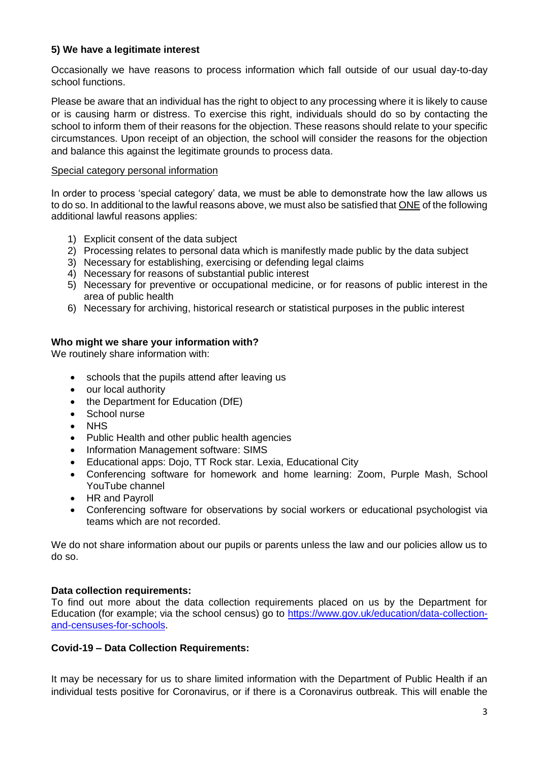**5) We have a legitimate interest**

Occasionally we have reasons to process information which fall outside of our usual day-to-day school functions.

Please be aware that an individual has the right to object to any processing where it is likely to cause or is causing harm or distress. To exercise this right, individuals should do so by contacting the school to inform them of their reasons for the objection. These reasons should relate to your specific circumstances. Upon receipt of an objection, the school will consider the reasons for the objection and balance this against the legitimate grounds to process data.

Special category personal information

In order to process 'special category' data, we must be able to demonstrate how the law allows us to do so. In additional to the lawful reasons above, we must also be satisfied that ONE of the following additional lawful reasons applies:

1) Explicit consent of the data subject
2) Processing relates to personal data which is manifestly made public by the data subject
3) Necessary for establishing, exercising or defending legal claims
4) Necessary for reasons of substantial public interest
5) Necessary for preventive or occupational medicine, or for reasons of public interest in the area of public health
6) Necessary for archiving, historical research or statistical purposes in the public interest

**Who might we share your information with?**

We routinely share information with:

- schools that the pupils attend after leaving us
- our local authority
- the Department for Education (DfE)
- School nurse
- NHS
- Public Health and other public health agencies
- Information Management software: SIMS
- Educational apps: Dojo, TT Rock star. Lexia, Educational City
- Conferencing software for homework and home learning: Zoom, Purple Mash, School YouTube channel
- HR and Payroll
- Conferencing software for observations by social workers or educational psychologist via teams which are not recorded.

We do not share information about our pupils or parents unless the law and our policies allow us to do so.

**Data collection requirements:**

To find out more about the data collection requirements placed on us by the Department for Education (for example; via the school census) go to https://www.gov.uk/education/data-collection-and-censuses-for-schools.

**Covid-19 – Data Collection Requirements:**

It may be necessary for us to share limited information with the Department of Public Health if an individual tests positive for Coronavirus, or if there is a Coronavirus outbreak. This will enable the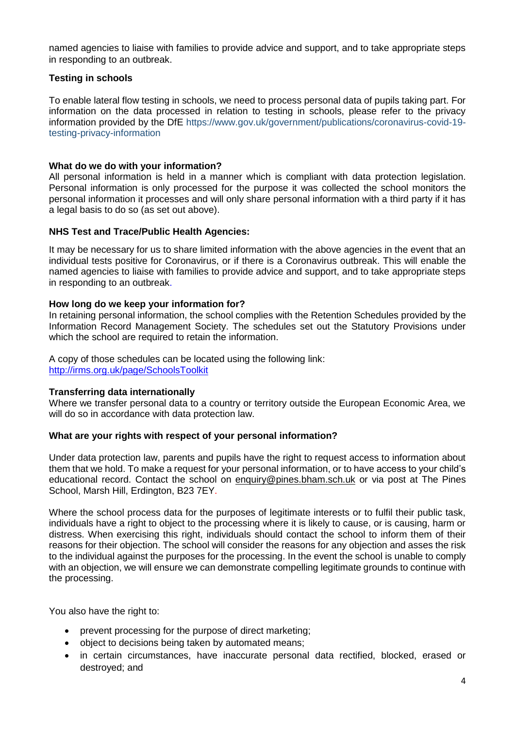named agencies to liaise with families to provide advice and support, and to take appropriate steps in responding to an outbreak.

**Testing in schools**

To enable lateral flow testing in schools, we need to process personal data of pupils taking part. For information on the data processed in relation to testing in schools, please refer to the privacy information provided by the DfE https://www.gov.uk/government/publications/coronavirus-covid-19-testing-privacy-information

**What do we do with your information?**

All personal information is held in a manner which is compliant with data protection legislation. Personal information is only processed for the purpose it was collected the school monitors the personal information it processes and will only share personal information with a third party if it has a legal basis to do so (as set out above).

**NHS Test and Trace/Public Health Agencies:**

It may be necessary for us to share limited information with the above agencies in the event that an individual tests positive for Coronavirus, or if there is a Coronavirus outbreak. This will enable the named agencies to liaise with families to provide advice and support, and to take appropriate steps in responding to an outbreak.

**How long do we keep your information for?**

In retaining personal information, the school complies with the Retention Schedules provided by the Information Record Management Society. The schedules set out the Statutory Provisions under which the school are required to retain the information.

A copy of those schedules can be located using the following link:
http://irms.org.uk/page/SchoolsToolkit

**Transferring data internationally**

Where we transfer personal data to a country or territory outside the European Economic Area, we will do so in accordance with data protection law.

**What are your rights with respect of your personal information?**

Under data protection law, parents and pupils have the right to request access to information about them that we hold. To make a request for your personal information, or to have access to your child's educational record. Contact the school on enquiry@pines.bham.sch.uk or via post at The Pines School, Marsh Hill, Erdington, B23 7EY.

Where the school process data for the purposes of legitimate interests or to fulfil their public task, individuals have a right to object to the processing where it is likely to cause, or is causing, harm or distress. When exercising this right, individuals should contact the school to inform them of their reasons for their objection. The school will consider the reasons for any objection and asses the risk to the individual against the purposes for the processing. In the event the school is unable to comply with an objection, we will ensure we can demonstrate compelling legitimate grounds to continue with the processing.

You also have the right to:

- prevent processing for the purpose of direct marketing;
- object to decisions being taken by automated means;
- in certain circumstances, have inaccurate personal data rectified, blocked, erased or destroyed; and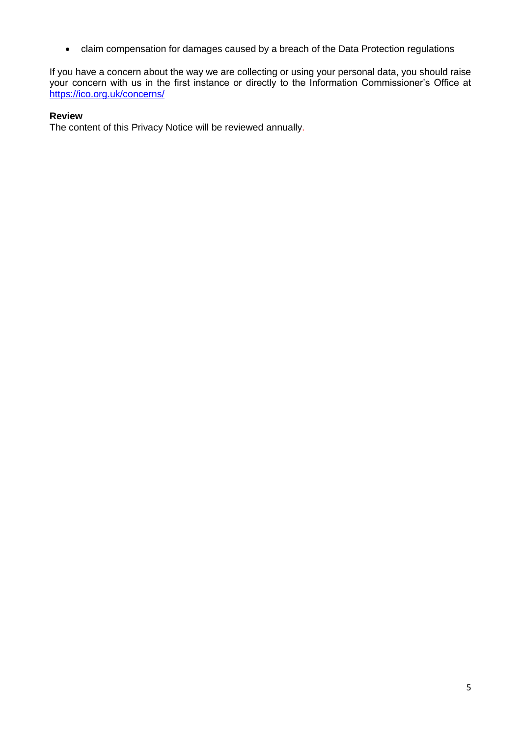- claim compensation for damages caused by a breach of the Data Protection regulations

If you have a concern about the way we are collecting or using your personal data, you should raise your concern with us in the first instance or directly to the Information Commissioner's Office at https://ico.org.uk/concerns/

**Review**

The content of this Privacy Notice will be reviewed annually.